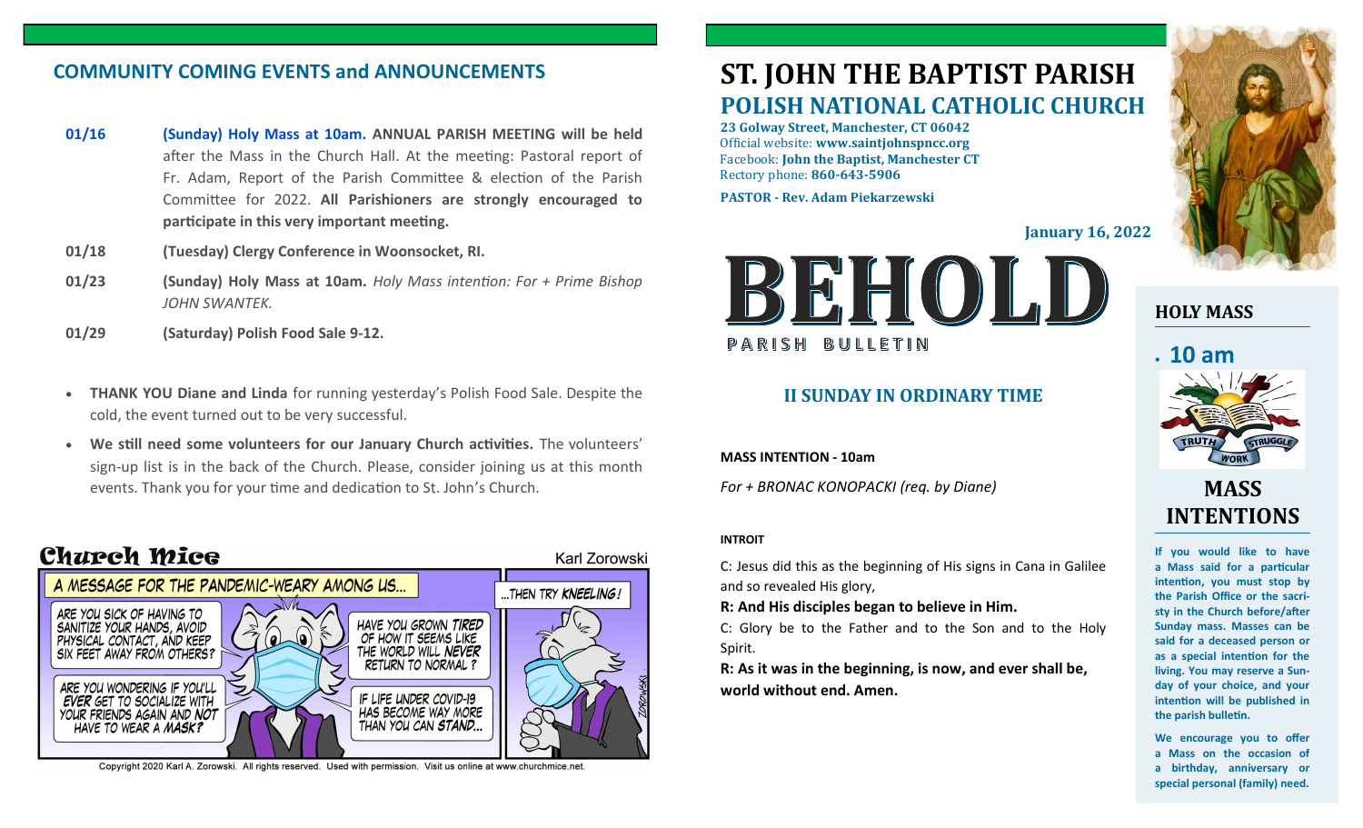## COMMUNITY COMING EVENTS and ANNOUNCEMENTS

**01/16** **(Sunday) Holy Mass at 10am. ANNUAL PARISH MEETING will be held** after the Mass in the Church Hall. At the meeting: Pastoral report of Fr. Adam, Report of the Parish Committee & election of the Parish Committee for 2022. **All Parishioners are strongly encouraged to participate in this very important meeting.**

**01/18** **(Tuesday) Clergy Conference in Woonsocket, RI.**

**01/23** **(Sunday) Holy Mass at 10am.** *Holy Mass intention: For + Prime Bishop JOHN SWANTEK.*

**01/29** **(Saturday) Polish Food Sale 9-12.**

- **THANK YOU Diane and Linda** for running yesterday's Polish Food Sale. Despite the cold, the event turned out to be very successful.
- **We still need some volunteers for our January Church activities.** The volunteers' sign-up list is in the back of the Church. Please, consider joining us at this month events. Thank you for your time and dedication to St. John's Church.

Church Mice — Karl Zorowski

A MESSAGE FOR THE PANDEMIC-WEARY AMONG US... ARE YOU SICK OF HAVING TO SANITIZE YOUR HANDS, AVOID PHYSICAL CONTACT, AND KEEP SIX FEET AWAY FROM OTHERS? HAVE YOU GROWN TIRED OF HOW IT SEEMS LIKE THE WORLD WILL NEVER RETURN TO NORMAL? ARE YOU WONDERING IF YOU'LL EVER GET TO SOCIALIZE WITH YOUR FRIENDS AGAIN AND NOT HAVE TO WEAR A MASK? IF LIFE UNDER COVID-19 HAS BECOME WAY MORE THAN YOU CAN STAND... ...THEN TRY KNEELING!

Copyright 2020 Karl A. Zorowski. All rights reserved. Used with permission. Visit us online at www.churchmice.net.

# ST. JOHN THE BAPTIST PARISH
## POLISH NATIONAL CATHOLIC CHURCH

**23 Golway Street, Manchester, CT 06042**
Official website: **www.saintjohnspncc.org**
Facebook: **John the Baptist, Manchester CT**
Rectory phone: **860-643-5906**

**PASTOR - Rev. Adam Piekarzewski**

**January 16, 2022**

# BEHOLD
PARISH BULLETIN

## II SUNDAY IN ORDINARY TIME

**MASS INTENTION - 10am**

*For + BRONAC KONOPACKI (req. by Diane)*

**INTROIT**

C: Jesus did this as the beginning of His signs in Cana in Galilee and so revealed His glory,

**R: And His disciples began to believe in Him.**

C: Glory be to the Father and to the Son and to the Holy Spirit.

**R: As it was in the beginning, is now, and ever shall be, world without end. Amen.**

## HOLY MASS

- **10 am**

TRUTH WORK STRUGGLE

## MASS INTENTIONS

**If you would like to have a Mass said for a particular intention, you must stop by the Parish Office or the sacristy in the Church before/after Sunday mass. Masses can be said for a deceased person or as a special intention for the living. You may reserve a Sunday of your choice, and your intention will be published in the parish bulletin.**

**We encourage you to offer a Mass on the occasion of a birthday, anniversary or special personal (family) need.**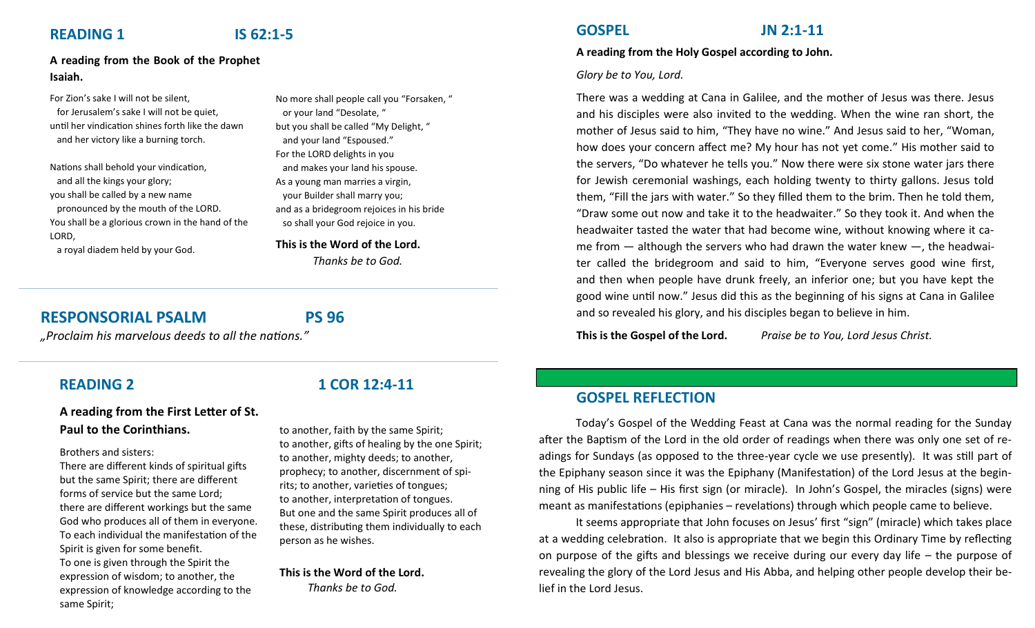## READING 1 IS 62:1-5

**A reading from the Book of the Prophet Isaiah.**

For Zion's sake I will not be silent,
for Jerusalem's sake I will not be quiet,
until her vindication shines forth like the dawn
and her victory like a burning torch.

Nations shall behold your vindication,
and all the kings your glory;
you shall be called by a new name
pronounced by the mouth of the LORD.
You shall be a glorious crown in the hand of the LORD,
a royal diadem held by your God.

No more shall people call you "Forsaken, "
or your land "Desolate, "
but you shall be called "My Delight, "
and your land "Espoused."
For the LORD delights in you
and makes your land his spouse.
As a young man marries a virgin,
your Builder shall marry you;
and as a bridegroom rejoices in his bride
so shall your God rejoice in you.

**This is the Word of the Lord.**
*Thanks be to God.*

## RESPONSORIAL PSALM PS 96

*„Proclaim his marvelous deeds to all the nations."*

## READING 2 1 COR 12:4-11

**A reading from the First Letter of St. Paul to the Corinthians.**

Brothers and sisters:
There are different kinds of spiritual gifts but the same Spirit; there are different forms of service but the same Lord; there are different workings but the same God who produces all of them in everyone. To each individual the manifestation of the Spirit is given for some benefit.
To one is given through the Spirit the expression of wisdom; to another, the expression of knowledge according to the same Spirit;
to another, faith by the same Spirit;
to another, gifts of healing by the one Spirit;
to another, mighty deeds; to another, prophecy; to another, discernment of spirits; to another, varieties of tongues;
to another, interpretation of tongues.
But one and the same Spirit produces all of these, distributing them individually to each person as he wishes.

**This is the Word of the Lord.**
*Thanks be to God.*

## GOSPEL JN 2:1-11

**A reading from the Holy Gospel according to John.**

*Glory be to You, Lord.*

There was a wedding at Cana in Galilee, and the mother of Jesus was there. Jesus and his disciples were also invited to the wedding. When the wine ran short, the mother of Jesus said to him, "They have no wine." And Jesus said to her, "Woman, how does your concern affect me? My hour has not yet come." His mother said to the servers, "Do whatever he tells you." Now there were six stone water jars there for Jewish ceremonial washings, each holding twenty to thirty gallons. Jesus told them, "Fill the jars with water." So they filled them to the brim. Then he told them, "Draw some out now and take it to the headwaiter." So they took it. And when the headwaiter tasted the water that had become wine, without knowing where it came from — although the servers who had drawn the water knew —, the headwaiter called the bridegroom and said to him, "Everyone serves good wine first, and then when people have drunk freely, an inferior one; but you have kept the good wine until now." Jesus did this as the beginning of his signs at Cana in Galilee and so revealed his glory, and his disciples began to believe in him.

**This is the Gospel of the Lord.** *Praise be to You, Lord Jesus Christ.*

## GOSPEL REFLECTION

Today's Gospel of the Wedding Feast at Cana was the normal reading for the Sunday after the Baptism of the Lord in the old order of readings when there was only one set of readings for Sundays (as opposed to the three-year cycle we use presently). It was still part of the Epiphany season since it was the Epiphany (Manifestation) of the Lord Jesus at the beginning of His public life – His first sign (or miracle). In John's Gospel, the miracles (signs) were meant as manifestations (epiphanies – revelations) through which people came to believe.

It seems appropriate that John focuses on Jesus' first "sign" (miracle) which takes place at a wedding celebration. It also is appropriate that we begin this Ordinary Time by reflecting on purpose of the gifts and blessings we receive during our every day life – the purpose of revealing the glory of the Lord Jesus and His Abba, and helping other people develop their belief in the Lord Jesus.